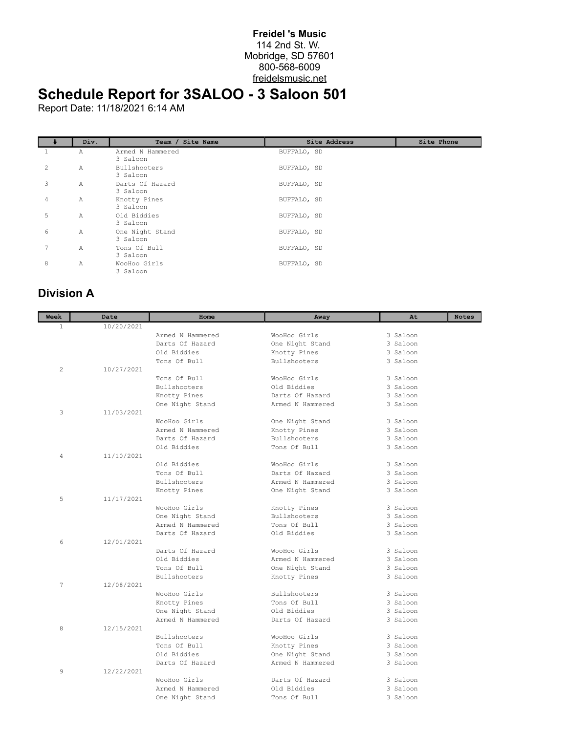**Freidel 's Music**
114 2nd St. W.
Mobridge, SD 57601
800-568-6009
freidelsmusic.net

# Schedule Report for 3SALOO - 3 Saloon 501

Report Date: 11/18/2021 6:14 AM

| # | Div. | Team / Site Name | Site Address | Site Phone |
|---|---|---|---|---|
| 1 | A | Armed N Hammered<br>3 Saloon | BUFFALO, SD | |
| 2 | A | Bullshooters<br>3 Saloon | BUFFALO, SD | |
| 3 | A | Darts Of Hazard<br>3 Saloon | BUFFALO, SD | |
| 4 | A | Knotty Pines<br>3 Saloon | BUFFALO, SD | |
| 5 | A | Old Biddies<br>3 Saloon | BUFFALO, SD | |
| 6 | A | One Night Stand<br>3 Saloon | BUFFALO, SD | |
| 7 | A | Tons Of Bull<br>3 Saloon | BUFFALO, SD | |
| 8 | A | WooHoo Girls<br>3 Saloon | BUFFALO, SD | |

## Division A

| Week | Date | Home | Away | At | Notes |
|---|---|---|---|---|---|
| 1 | 10/20/2021 | | | | |
| | | Armed N Hammered | WooHoo Girls | 3 Saloon | |
| | | Darts Of Hazard | One Night Stand | 3 Saloon | |
| | | Old Biddies | Knotty Pines | 3 Saloon | |
| | | Tons Of Bull | Bullshooters | 3 Saloon | |
| 2 | 10/27/2021 | | | | |
| | | Tons Of Bull | WooHoo Girls | 3 Saloon | |
| | | Bullshooters | Old Biddies | 3 Saloon | |
| | | Knotty Pines | Darts Of Hazard | 3 Saloon | |
| | | One Night Stand | Armed N Hammered | 3 Saloon | |
| 3 | 11/03/2021 | | | | |
| | | WooHoo Girls | One Night Stand | 3 Saloon | |
| | | Armed N Hammered | Knotty Pines | 3 Saloon | |
| | | Darts Of Hazard | Bullshooters | 3 Saloon | |
| | | Old Biddies | Tons Of Bull | 3 Saloon | |
| 4 | 11/10/2021 | | | | |
| | | Old Biddies | WooHoo Girls | 3 Saloon | |
| | | Tons Of Bull | Darts Of Hazard | 3 Saloon | |
| | | Bullshooters | Armed N Hammered | 3 Saloon | |
| | | Knotty Pines | One Night Stand | 3 Saloon | |
| 5 | 11/17/2021 | | | | |
| | | WooHoo Girls | Knotty Pines | 3 Saloon | |
| | | One Night Stand | Bullshooters | 3 Saloon | |
| | | Armed N Hammered | Tons Of Bull | 3 Saloon | |
| | | Darts Of Hazard | Old Biddies | 3 Saloon | |
| 6 | 12/01/2021 | | | | |
| | | Darts Of Hazard | WooHoo Girls | 3 Saloon | |
| | | Old Biddies | Armed N Hammered | 3 Saloon | |
| | | Tons Of Bull | One Night Stand | 3 Saloon | |
| | | Bullshooters | Knotty Pines | 3 Saloon | |
| 7 | 12/08/2021 | | | | |
| | | WooHoo Girls | Bullshooters | 3 Saloon | |
| | | Knotty Pines | Tons Of Bull | 3 Saloon | |
| | | One Night Stand | Old Biddies | 3 Saloon | |
| | | Armed N Hammered | Darts Of Hazard | 3 Saloon | |
| 8 | 12/15/2021 | | | | |
| | | Bullshooters | WooHoo Girls | 3 Saloon | |
| | | Tons Of Bull | Knotty Pines | 3 Saloon | |
| | | Old Biddies | One Night Stand | 3 Saloon | |
| | | Darts Of Hazard | Armed N Hammered | 3 Saloon | |
| 9 | 12/22/2021 | | | | |
| | | WooHoo Girls | Darts Of Hazard | 3 Saloon | |
| | | Armed N Hammered | Old Biddies | 3 Saloon | |
| | | One Night Stand | Tons Of Bull | 3 Saloon | |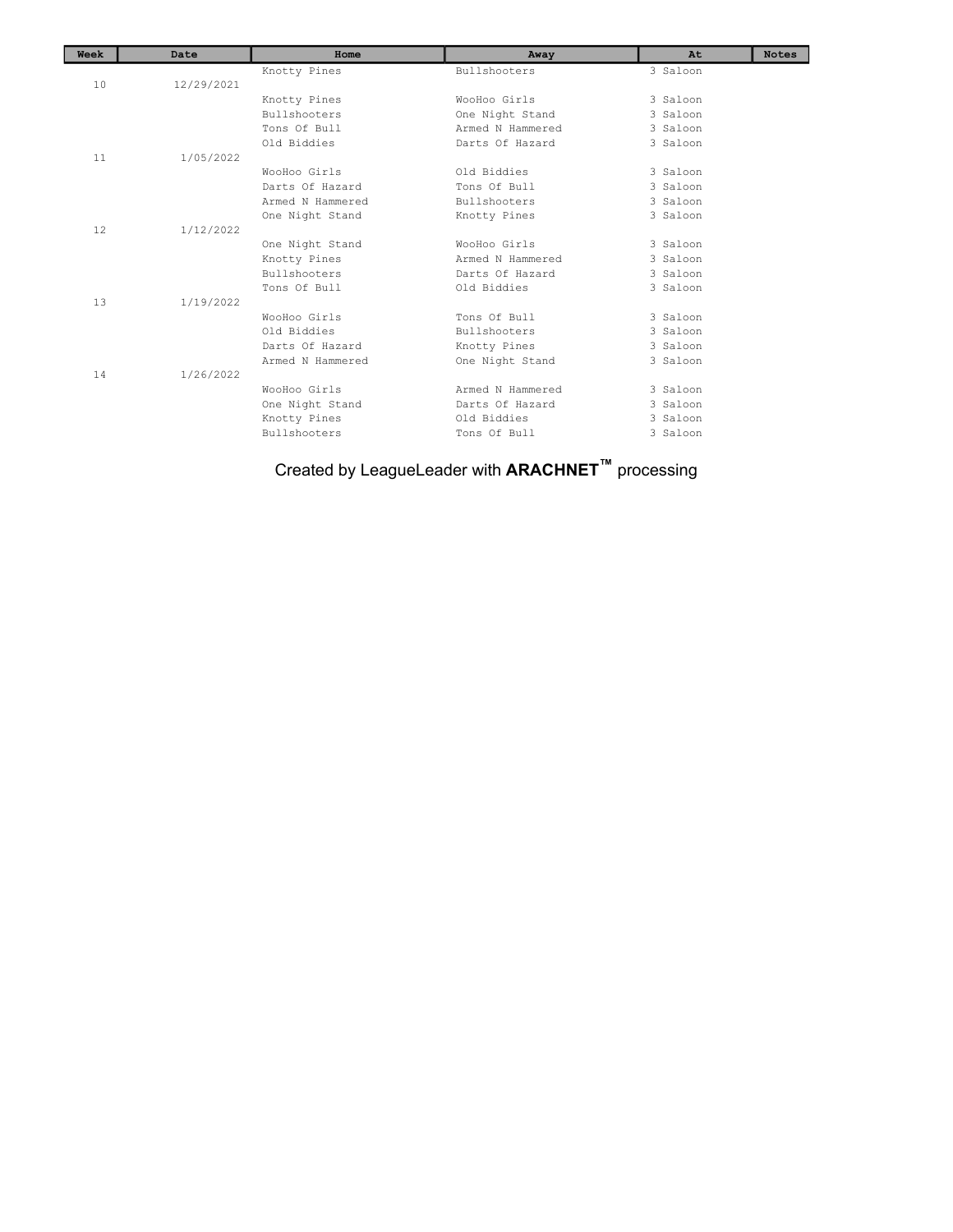| Week | Date | Home | Away | At | Notes |
|---|---|---|---|---|---|
| | | Knotty Pines | Bullshooters | 3 Saloon | |
| 10 | 12/29/2021 | | | | |
| | | Knotty Pines | WooHoo Girls | 3 Saloon | |
| | | Bullshooters | One Night Stand | 3 Saloon | |
| | | Tons Of Bull | Armed N Hammered | 3 Saloon | |
| | | Old Biddies | Darts Of Hazard | 3 Saloon | |
| 11 | 1/05/2022 | | | | |
| | | WooHoo Girls | Old Biddies | 3 Saloon | |
| | | Darts Of Hazard | Tons Of Bull | 3 Saloon | |
| | | Armed N Hammered | Bullshooters | 3 Saloon | |
| | | One Night Stand | Knotty Pines | 3 Saloon | |
| 12 | 1/12/2022 | | | | |
| | | One Night Stand | WooHoo Girls | 3 Saloon | |
| | | Knotty Pines | Armed N Hammered | 3 Saloon | |
| | | Bullshooters | Darts Of Hazard | 3 Saloon | |
| | | Tons Of Bull | Old Biddies | 3 Saloon | |
| 13 | 1/19/2022 | | | | |
| | | WooHoo Girls | Tons Of Bull | 3 Saloon | |
| | | Old Biddies | Bullshooters | 3 Saloon | |
| | | Darts Of Hazard | Knotty Pines | 3 Saloon | |
| | | Armed N Hammered | One Night Stand | 3 Saloon | |
| 14 | 1/26/2022 | | | | |
| | | WooHoo Girls | Armed N Hammered | 3 Saloon | |
| | | One Night Stand | Darts Of Hazard | 3 Saloon | |
| | | Knotty Pines | Old Biddies | 3 Saloon | |
| | | Bullshooters | Tons Of Bull | 3 Saloon | |

Created by LeagueLeader with **ARACHNET™** processing